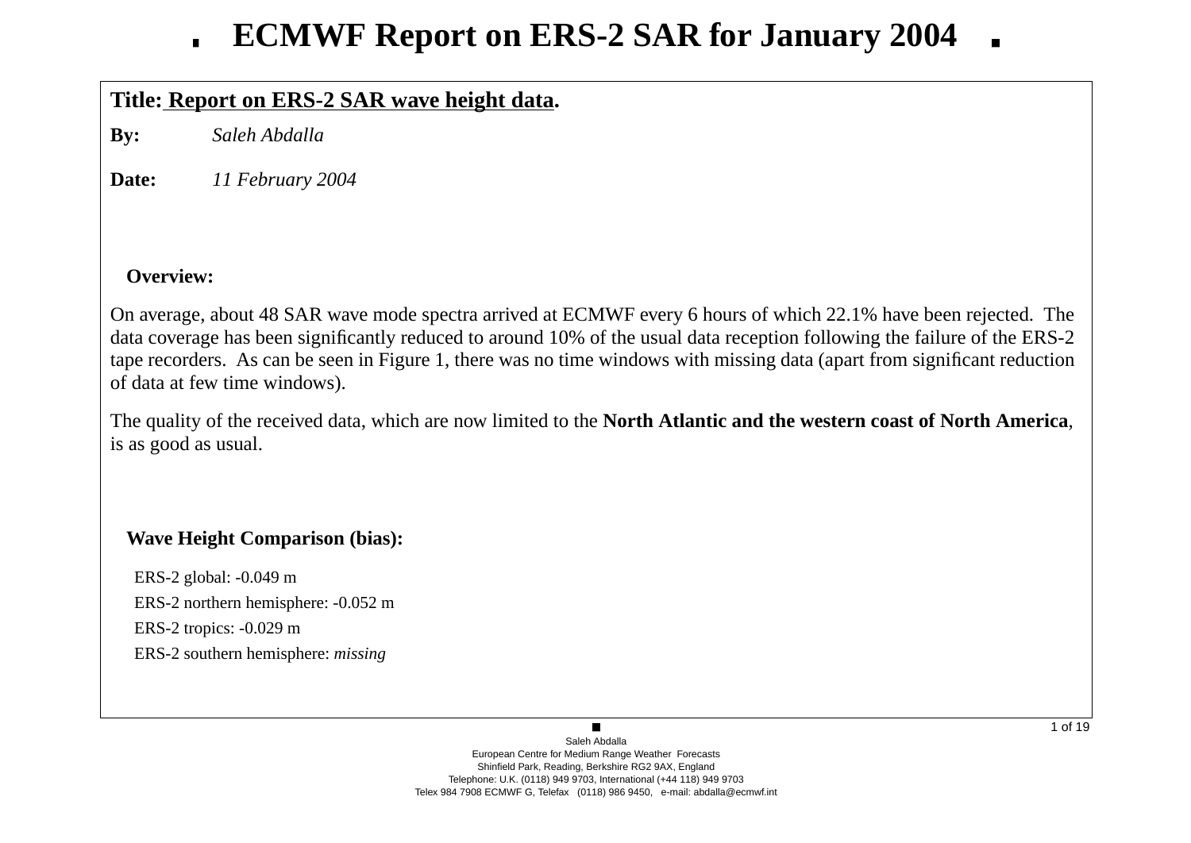# ECMWF Report on ERS-2 SAR for January 2004

**Title: Report on ERS-2 SAR wave height data.**

**By:** *Saleh Abdalla*

**Date:** *11 February 2004*

### Overview:

On average, about 48 SAR wave mode spectra arrived at ECMWF every 6 hours of which 22.1% have been rejected. The data coverage has been significantly reduced to around 10% of the usual data reception following the failure of the ERS-2 tape recorders. As can be seen in Figure 1, there was no time windows with missing data (apart from significant reduction of data at few time windows).

The quality of the received data, which are now limited to the **North Atlantic and the western coast of North America**, is as good as usual.

### Wave Height Comparison (bias):

ERS-2 global: -0.049 m

ERS-2 northern hemisphere: -0.052 m

ERS-2 tropics: -0.029 m

ERS-2 southern hemisphere: *missing*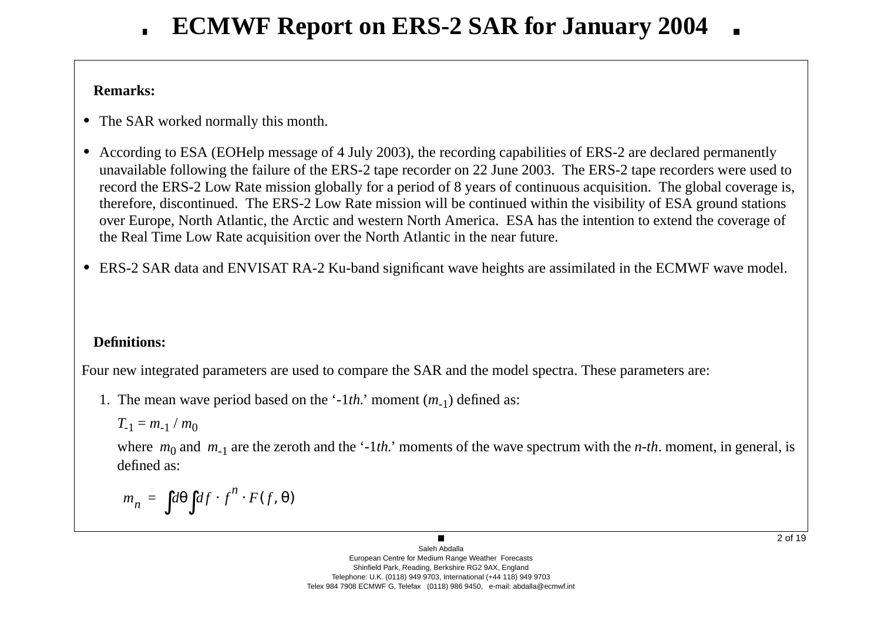# ECMWF Report on ERS-2 SAR for January 2004

**Remarks:**

- The SAR worked normally this month.
- According to ESA (EOHelp message of 4 July 2003), the recording capabilities of ERS-2 are declared permanently unavailable following the failure of the ERS-2 tape recorder on 22 June 2003. The ERS-2 tape recorders were used to record the ERS-2 Low Rate mission globally for a period of 8 years of continuous acquisition. The global coverage is, therefore, discontinued. The ERS-2 Low Rate mission will be continued within the visibility of ESA ground stations over Europe, North Atlantic, the Arctic and western North America. ESA has the intention to extend the coverage of the Real Time Low Rate acquisition over the North Atlantic in the near future.
- ERS-2 SAR data and ENVISAT RA-2 Ku-band significant wave heights are assimilated in the ECMWF wave model.

**Definitions:**

Four new integrated parameters are used to compare the SAR and the model spectra. These parameters are:

1. The mean wave period based on the '-1*th.*' moment ($m_{-1}$) defined as:

   $T_{-1} = m_{-1} / m_0$

   where $m_0$ and $m_{-1}$ are the zeroth and the '-1*th.*' moments of the wave spectrum with the *n-th*. moment, in general, is defined as:

   $$m_n = \int d\theta \int df \cdot f^n \cdot F(f, \theta)$$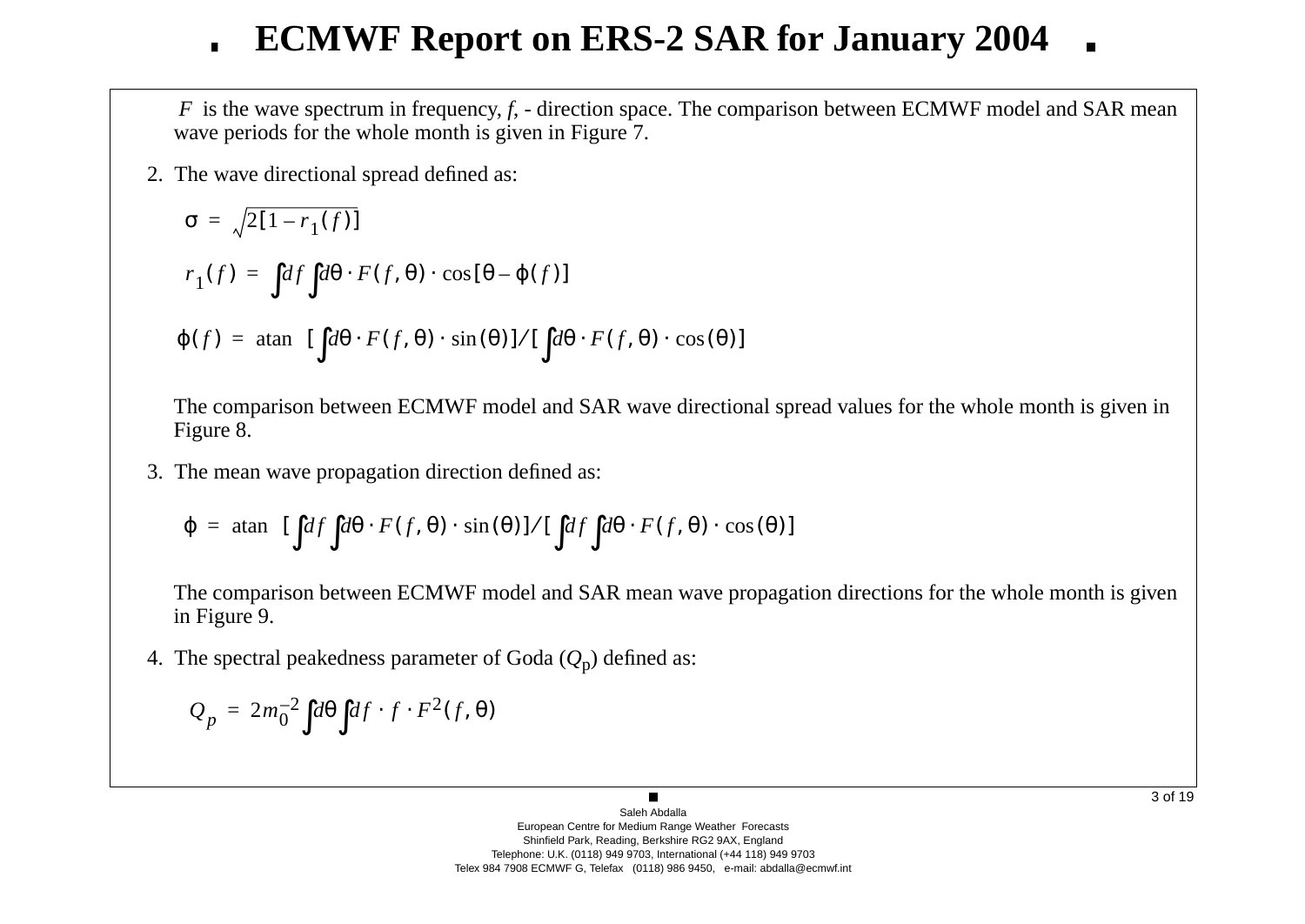$F$ is the wave spectrum in frequency, $f$, - direction space. The comparison between ECMWF model and SAR mean wave periods for the whole month is given in Figure 7.

2. The wave directional spread defined as:

$$\sigma = \sqrt{2[1 - r_1(f)]}$$

$$r_1(f) = \int df \int d\theta \cdot F(f, \theta) \cdot \cos[\theta - \varphi(f)]$$

$$\varphi(f) = \mathrm{atan}\ \left[\int d\theta \cdot F(f, \theta) \cdot \sin(\theta)\right] / \left[\int d\theta \cdot F(f, \theta) \cdot \cos(\theta)\right]$$

The comparison between ECMWF model and SAR wave directional spread values for the whole month is given in Figure 8.

3. The mean wave propagation direction defined as:

$$\varphi = \mathrm{atan}\ \left[\int df \int d\theta \cdot F(f, \theta) \cdot \sin(\theta)\right] / \left[\int df \int d\theta \cdot F(f, \theta) \cdot \cos(\theta)\right]$$

The comparison between ECMWF model and SAR mean wave propagation directions for the whole month is given in Figure 9.

4. The spectral peakedness parameter of Goda ($Q_p$) defined as:

$$Q_p = 2m_0^{-2} \int d\theta \int df \cdot f \cdot F^2(f, \theta)$$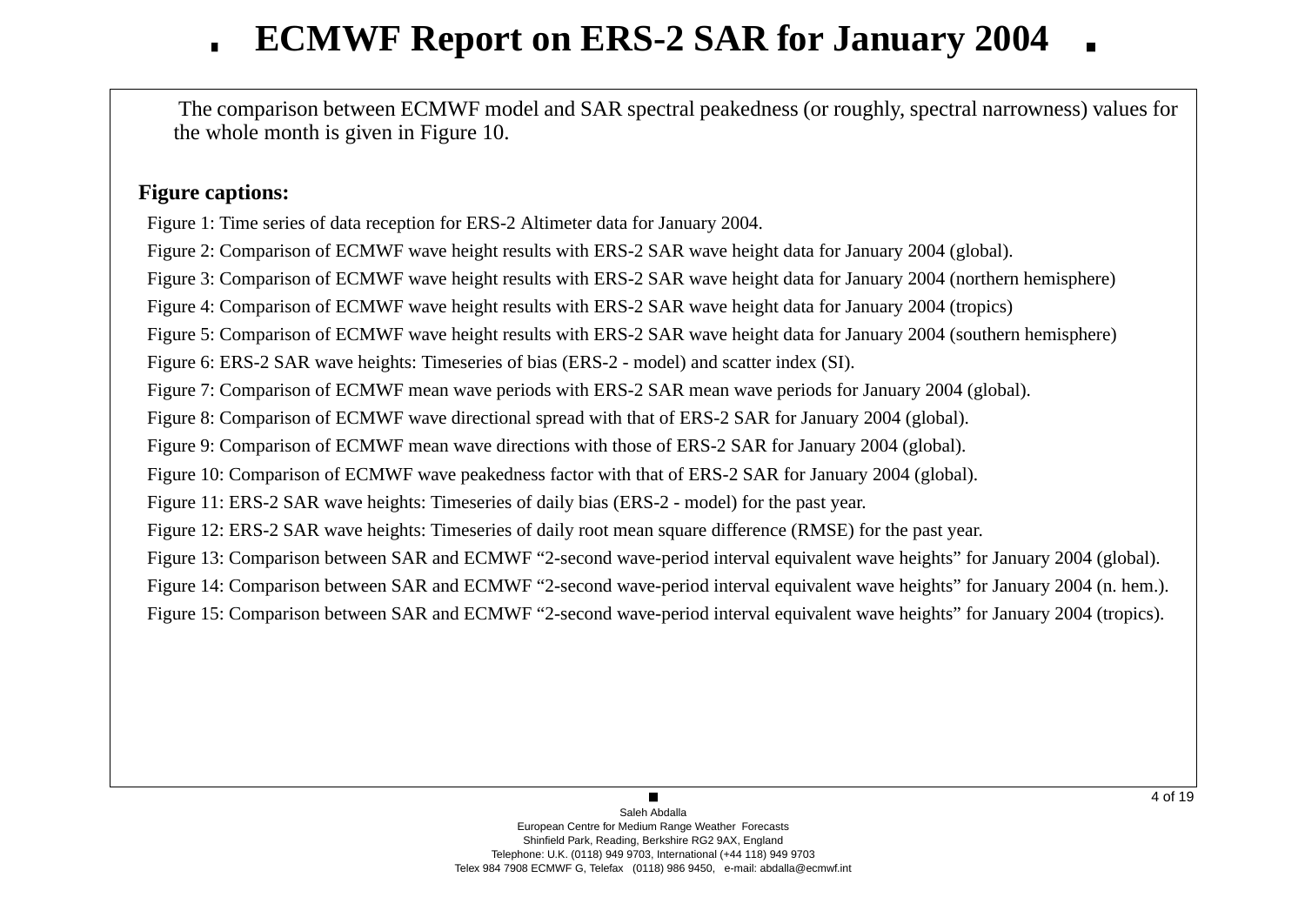The comparison between ECMWF model and SAR spectral peakedness (or roughly, spectral narrowness) values for the whole month is given in Figure 10.

**Figure captions:**

Figure 1: Time series of data reception for ERS-2 Altimeter data for January 2004.

Figure 2: Comparison of ECMWF wave height results with ERS-2 SAR wave height data for January 2004 (global).

Figure 3: Comparison of ECMWF wave height results with ERS-2 SAR wave height data for January 2004 (northern hemisphere)

Figure 4: Comparison of ECMWF wave height results with ERS-2 SAR wave height data for January 2004 (tropics)

Figure 5: Comparison of ECMWF wave height results with ERS-2 SAR wave height data for January 2004 (southern hemisphere)

Figure 6: ERS-2 SAR wave heights: Timeseries of bias (ERS-2 - model) and scatter index (SI).

Figure 7: Comparison of ECMWF mean wave periods with ERS-2 SAR mean wave periods for January 2004 (global).

Figure 8: Comparison of ECMWF wave directional spread with that of ERS-2 SAR for January 2004 (global).

Figure 9: Comparison of ECMWF mean wave directions with those of ERS-2 SAR for January 2004 (global).

Figure 10: Comparison of ECMWF wave peakedness factor with that of ERS-2 SAR for January 2004 (global).

Figure 11: ERS-2 SAR wave heights: Timeseries of daily bias (ERS-2 - model) for the past year.

Figure 12: ERS-2 SAR wave heights: Timeseries of daily root mean square difference (RMSE) for the past year.

Figure 13: Comparison between SAR and ECMWF “2-second wave-period interval equivalent wave heights” for January 2004 (global).

Figure 14: Comparison between SAR and ECMWF “2-second wave-period interval equivalent wave heights” for January 2004 (n. hem.).

Figure 15: Comparison between SAR and ECMWF “2-second wave-period interval equivalent wave heights” for January 2004 (tropics).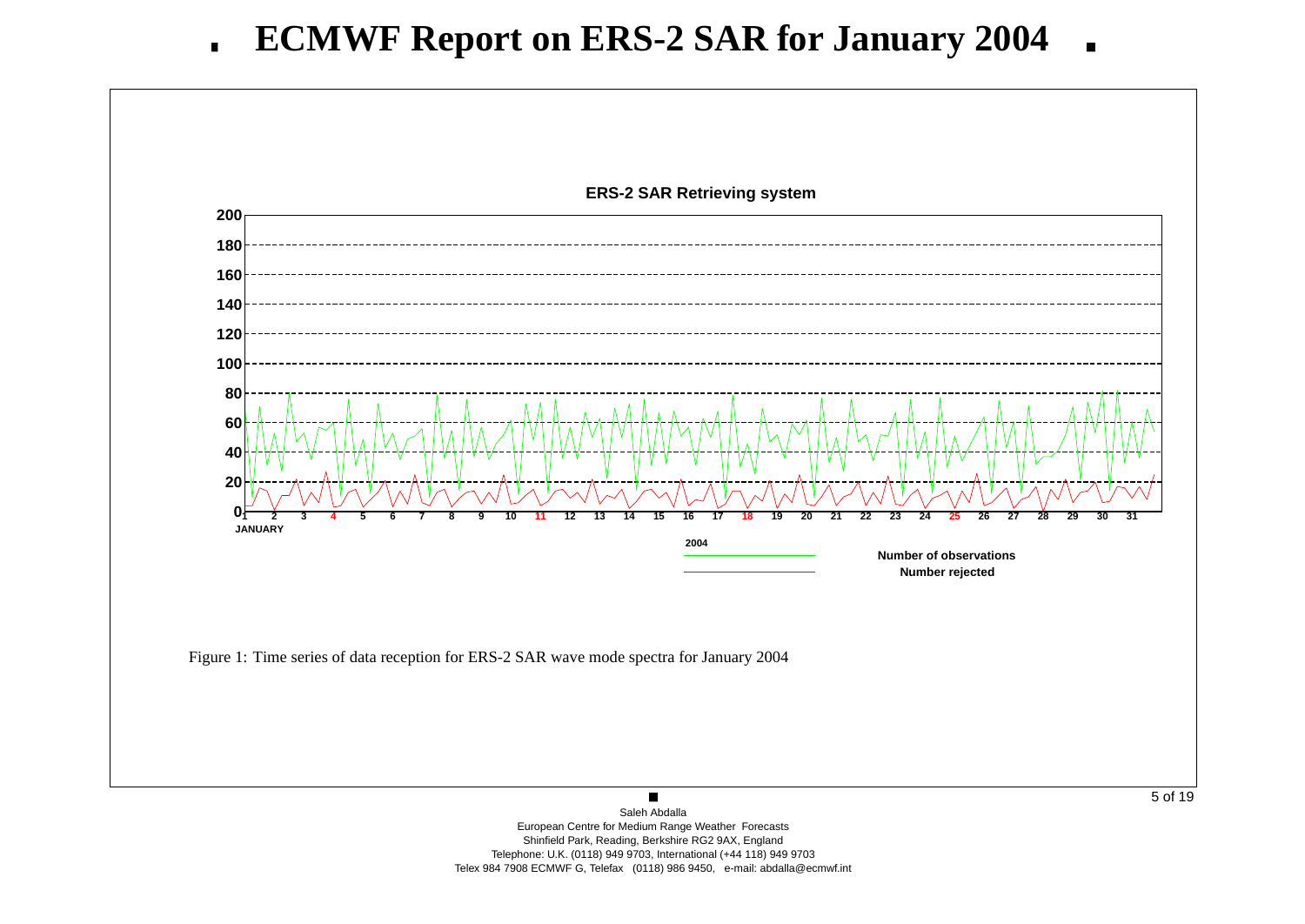# ECMWF Report on ERS-2 SAR for January 2004

Figure 1: Time series of data reception for ERS-2 SAR wave mode spectra for January 2004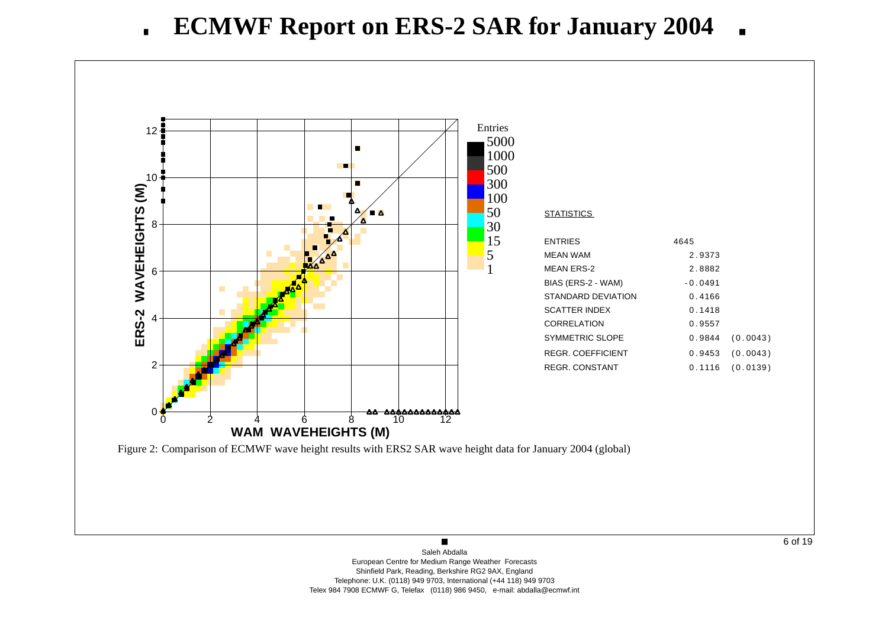# ECMWF Report on ERS-2 SAR for January 2004

**STATISTICS**

| | | |
|---|---|---|
| ENTRIES | 4645 | |
| MEAN WAM | 2.9373 | |
| MEAN ERS-2 | 2.8882 | |
| BIAS (ERS-2 - WAM) | -0.0491 | |
| STANDARD DEVIATION | 0.4166 | |
| SCATTER INDEX | 0.1418 | |
| CORRELATION | 0.9557 | |
| SYMMETRIC SLOPE | 0.9844 | (0.0043) |
| REGR. COEFFICIENT | 0.9453 | (0.0043) |
| REGR. CONSTANT | 0.1116 | (0.0139) |

Figure 2: Comparison of ECMWF wave height results with ERS2 SAR wave height data for January 2004 (global)

Saleh Abdalla
European Centre for Medium Range Weather Forecasts
Shinfield Park, Reading, Berkshire RG2 9AX, England
Telephone: U.K. (0118) 949 9703, International (+44 118) 949 9703
Telex 984 7908 ECMWF G, Telefax (0118) 986 9450, e-mail: abdalla@ecmwf.int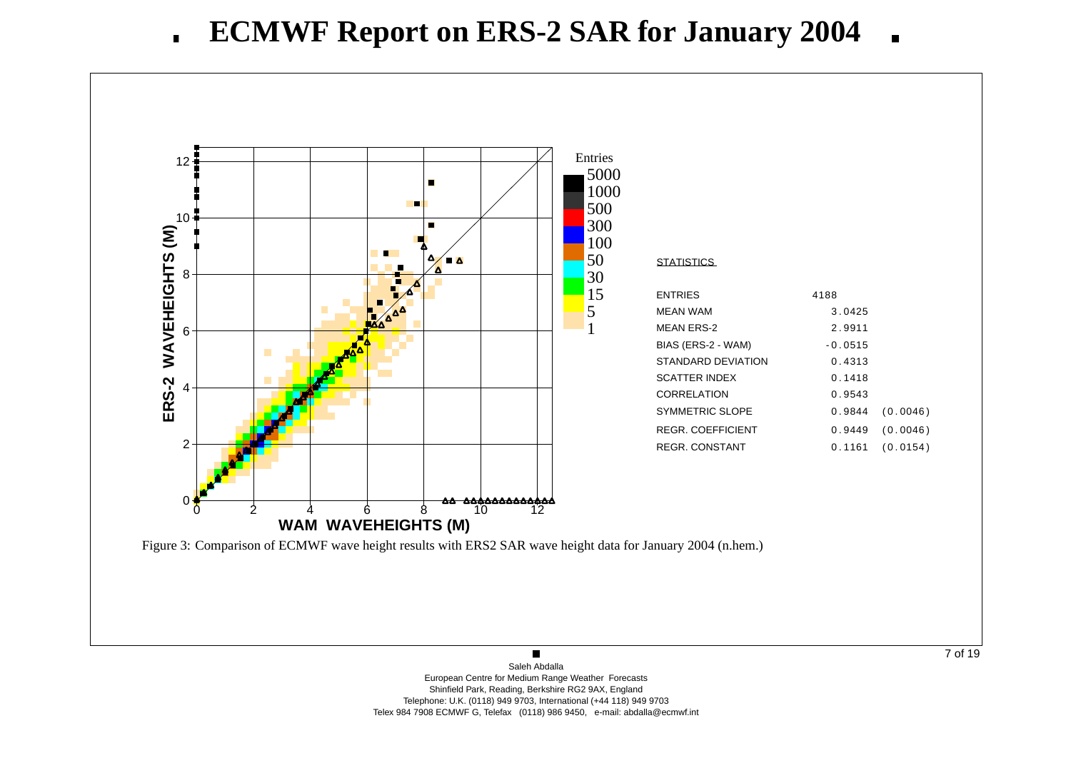# ECMWF Report on ERS-2 SAR for January 2004

STATISTICS

| | | |
|---|---|---|
| ENTRIES | 4188 | |
| MEAN WAM | 3.0425 | |
| MEAN ERS-2 | 2.9911 | |
| BIAS (ERS-2 - WAM) | -0.0515 | |
| STANDARD DEVIATION | 0.4313 | |
| SCATTER INDEX | 0.1418 | |
| CORRELATION | 0.9543 | |
| SYMMETRIC SLOPE | 0.9844 | (0.0046) |
| REGR. COEFFICIENT | 0.9449 | (0.0046) |
| REGR. CONSTANT | 0.1161 | (0.0154) |

Figure 3: Comparison of ECMWF wave height results with ERS2 SAR wave height data for January 2004 (n.hem.)

Saleh Abdalla
European Centre for Medium Range Weather Forecasts
Shinfield Park, Reading, Berkshire RG2 9AX, England
Telephone: U.K. (0118) 949 9703, International (+44 118) 949 9703
Telex 984 7908 ECMWF G, Telefax (0118) 986 9450, e-mail: abdalla@ecmwf.int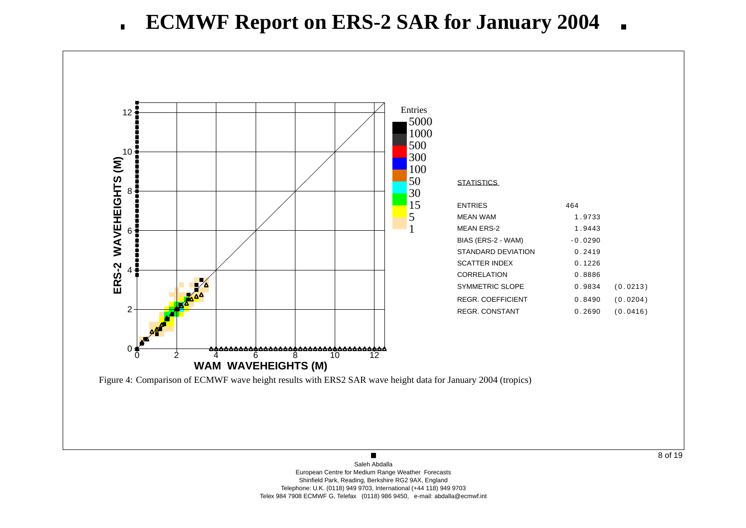# ECMWF Report on ERS-2 SAR for January 2004

**STATISTICS**

| | | |
|---|---|---|
| ENTRIES | 464 | |
| MEAN WAM | 1.9733 | |
| MEAN ERS-2 | 1.9443 | |
| BIAS (ERS-2 - WAM) | -0.0290 | |
| STANDARD DEVIATION | 0.2419 | |
| SCATTER INDEX | 0.1226 | |
| CORRELATION | 0.8886 | |
| SYMMETRIC SLOPE | 0.9834 | (0.0213) |
| REGR. COEFFICIENT | 0.8490 | (0.0204) |
| REGR. CONSTANT | 0.2690 | (0.0416) |

Figure 4: Comparison of ECMWF wave height results with ERS2 SAR wave height data for January 2004 (tropics)

Saleh Abdalla
European Centre for Medium Range Weather Forecasts
Shinfield Park, Reading, Berkshire RG2 9AX, England
Telephone: U.K. (0118) 949 9703, International (+44 118) 949 9703
Telex 984 7908 ECMWF G, Telefax (0118) 986 9450, e-mail: abdalla@ecmwf.int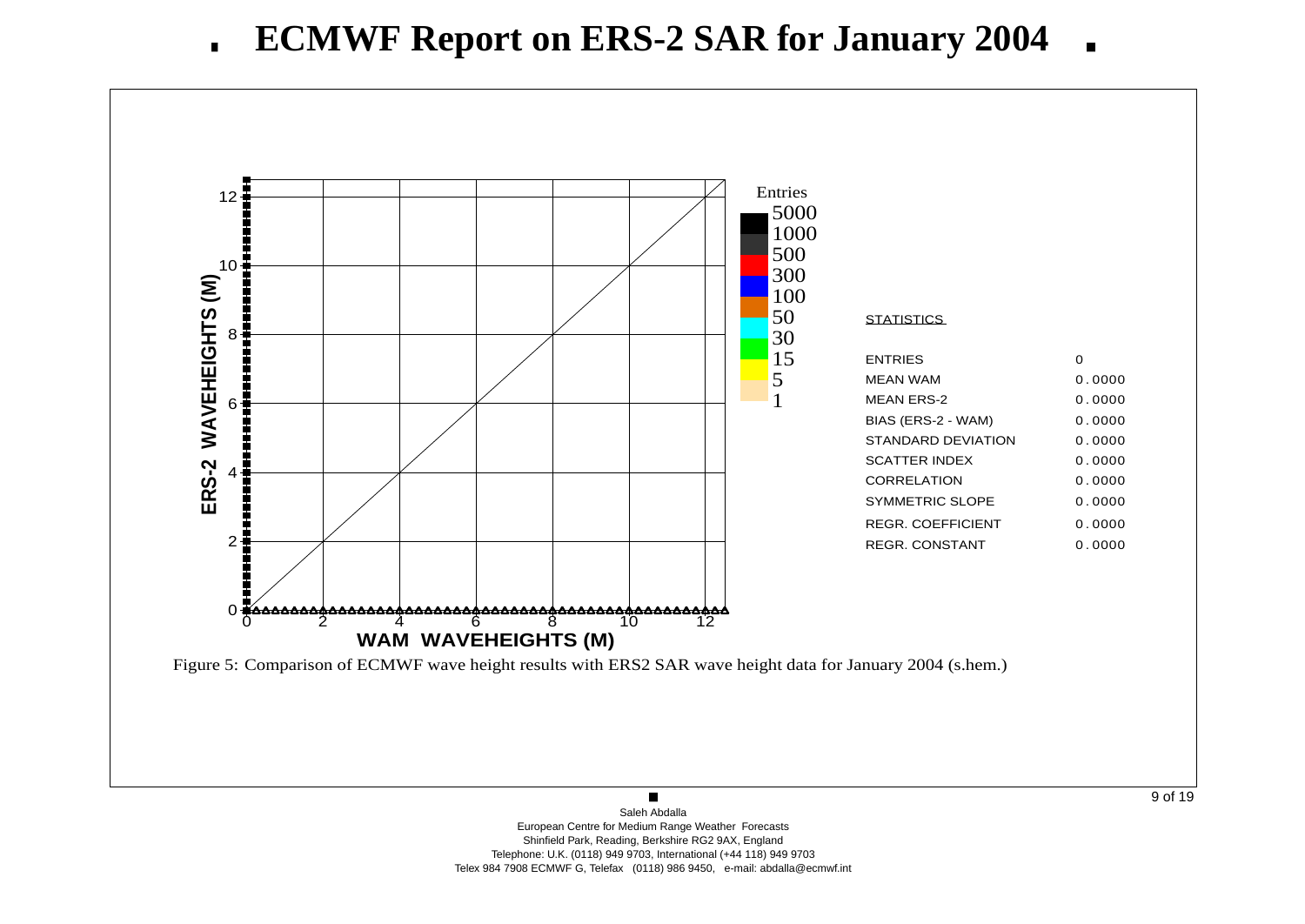# ECMWF Report on ERS-2 SAR for January 2004

**STATISTICS**

| | |
|---|---|
| ENTRIES | 0 |
| MEAN WAM | 0.0000 |
| MEAN ERS-2 | 0.0000 |
| BIAS (ERS-2 - WAM) | 0.0000 |
| STANDARD DEVIATION | 0.0000 |
| SCATTER INDEX | 0.0000 |
| CORRELATION | 0.0000 |
| SYMMETRIC SLOPE | 0.0000 |
| REGR. COEFFICIENT | 0.0000 |
| REGR. CONSTANT | 0.0000 |

Figure 5: Comparison of ECMWF wave height results with ERS2 SAR wave height data for January 2004 (s.hem.)

Saleh Abdalla
European Centre for Medium Range Weather Forecasts
Shinfield Park, Reading, Berkshire RG2 9AX, England
Telephone: U.K. (0118) 949 9703, International (+44 118) 949 9703
Telex 984 7908 ECMWF G, Telefax (0118) 986 9450, e-mail: abdalla@ecmwf.int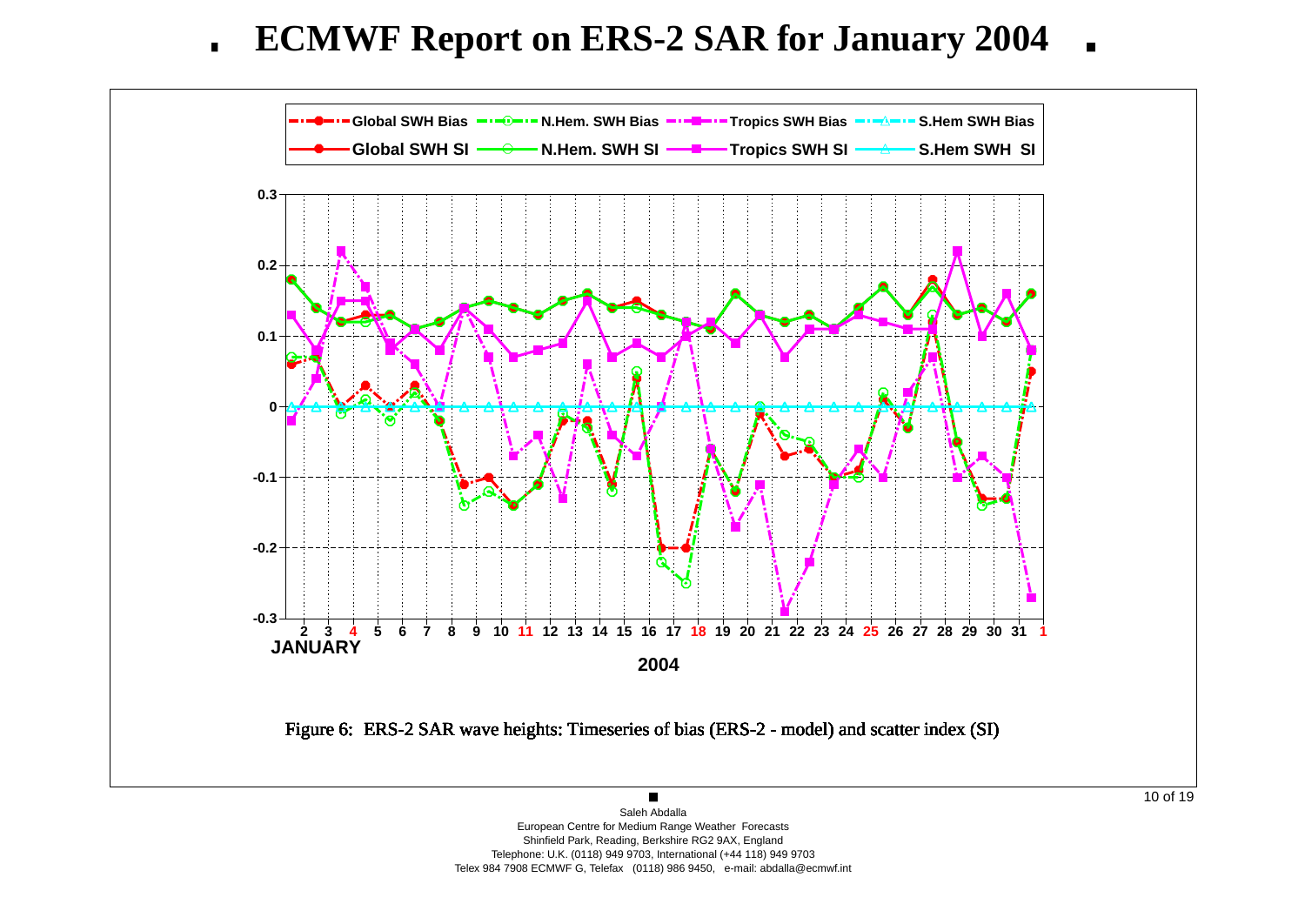# ECMWF Report on ERS-2 SAR for January 2004

Figure 6: ERS-2 SAR wave heights: Timeseries of bias (ERS-2 - model) and scatter index (SI)

Saleh Abdalla
European Centre for Medium Range Weather Forecasts
Shinfield Park, Reading, Berkshire RG2 9AX, England
Telephone: U.K. (0118) 949 9703, International (+44 118) 949 9703
Telex 984 7908 ECMWF G, Telefax (0118) 986 9450, e-mail: abdalla@ecmwf.int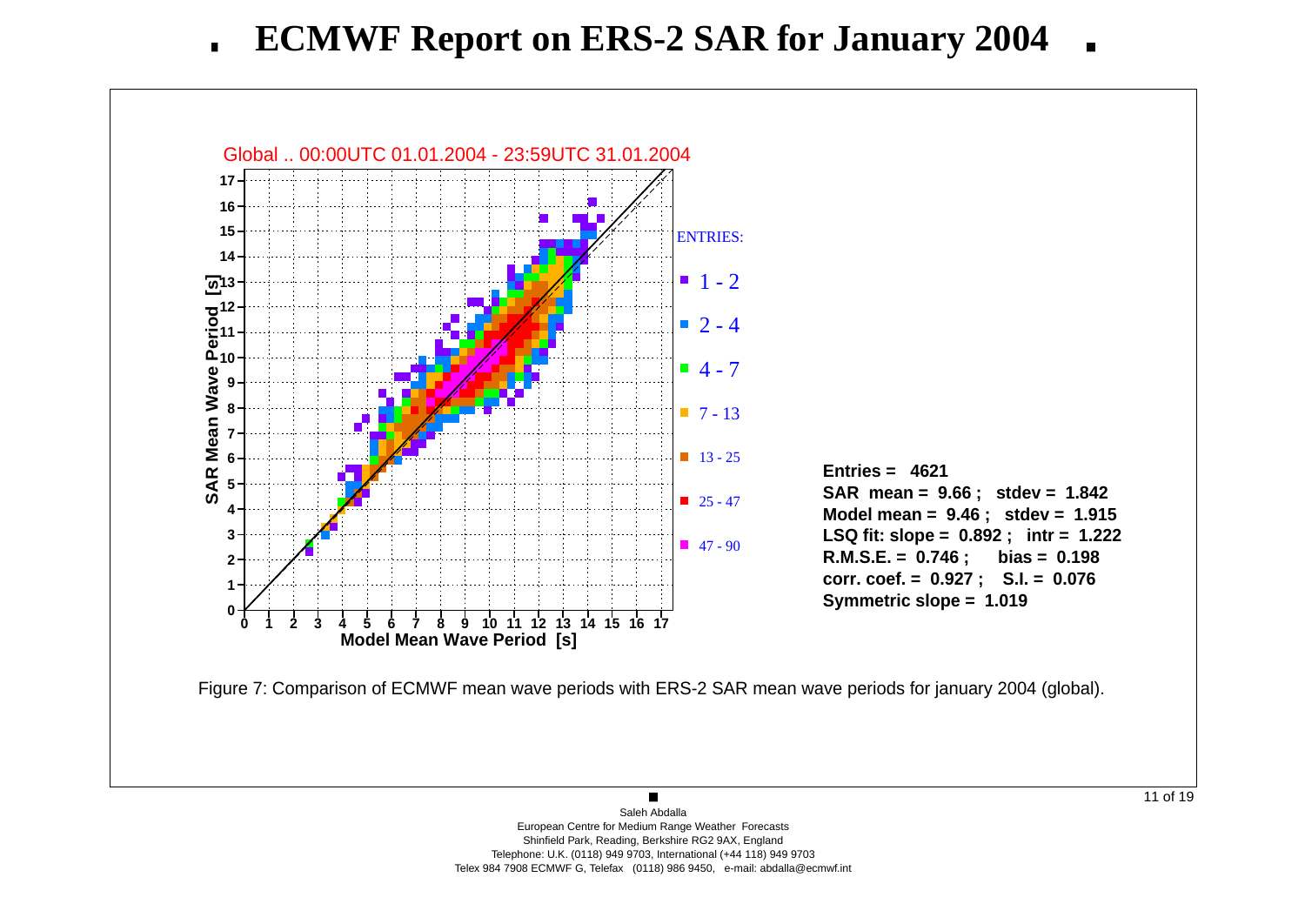# ECMWF Report on ERS-2 SAR for January 2004

Global .. 00:00UTC 01.01.2004 - 23:59UTC 31.01.2004

ENTRIES:

- 1 - 2
- 2 - 4
- 4 - 7
- 7 - 13
- 13 - 25
- 25 - 47
- 47 - 90

**Entries = 4621**
**SAR mean = 9.66 ; stdev = 1.842**
**Model mean = 9.46 ; stdev = 1.915**
**LSQ fit: slope = 0.892 ; intr = 1.222**
**R.M.S.E. = 0.746 ; bias = 0.198**
**corr. coef. = 0.927 ; S.I. = 0.076**
**Symmetric slope = 1.019**

Figure 7: Comparison of ECMWF mean wave periods with ERS-2 SAR mean wave periods for january 2004 (global).

Saleh Abdalla
European Centre for Medium Range Weather Forecasts
Shinfield Park, Reading, Berkshire RG2 9AX, England
Telephone: U.K. (0118) 949 9703, International (+44 118) 949 9703
Telex 984 7908 ECMWF G, Telefax (0118) 986 9450, e-mail: abdalla@ecmwf.int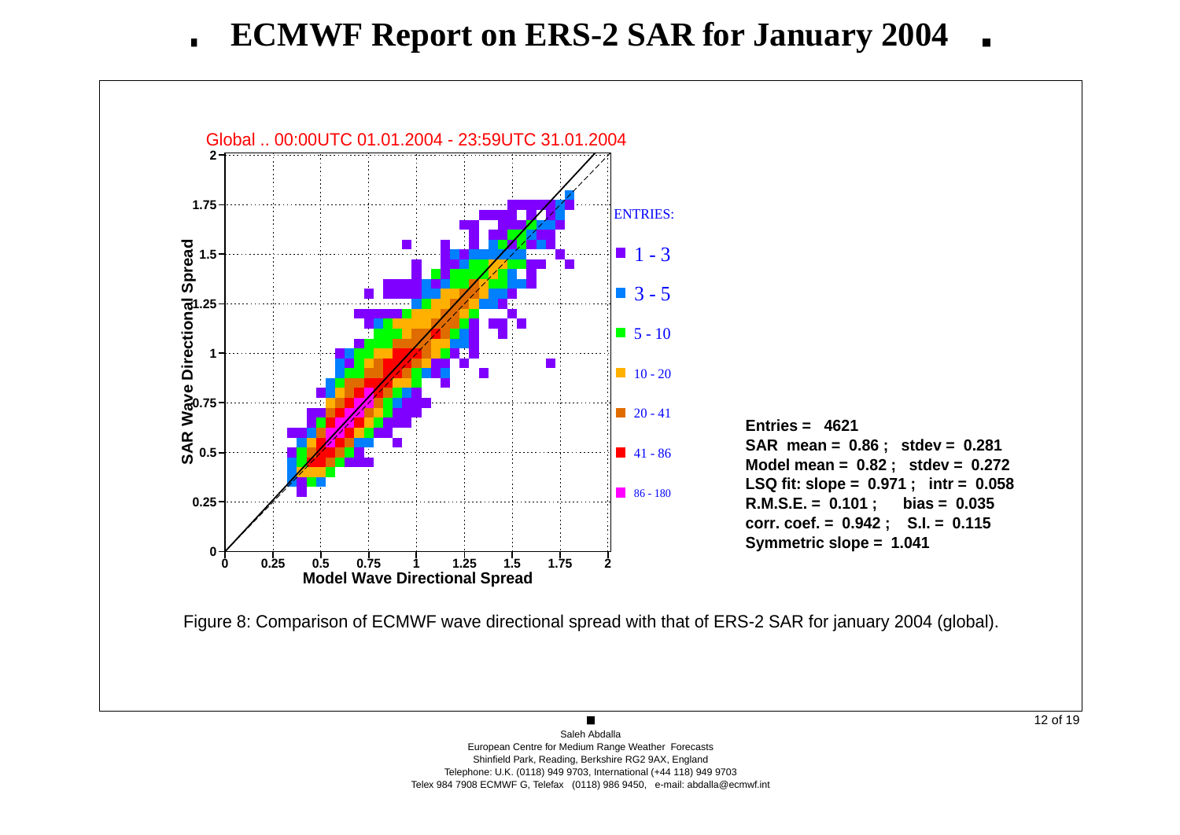# ECMWF Report on ERS-2 SAR for January 2004

Global .. 00:00UTC 01.01.2004 - 23:59UTC 31.01.2004

ENTRIES:

- 1 - 3
- 3 - 5
- 5 - 10
- 10 - 20
- 20 - 41
- 41 - 86
- 86 - 180

**Entries = 4621**
**SAR mean = 0.86 ; stdev = 0.281**
**Model mean = 0.82 ; stdev = 0.272**
**LSQ fit: slope = 0.971 ; intr = 0.058**
**R.M.S.E. = 0.101 ; bias = 0.035**
**corr. coef. = 0.942 ; S.I. = 0.115**
**Symmetric slope = 1.041**

Figure 8: Comparison of ECMWF wave directional spread with that of ERS-2 SAR for january 2004 (global).

Saleh Abdalla
European Centre for Medium Range Weather Forecasts
Shinfield Park, Reading, Berkshire RG2 9AX, England
Telephone: U.K. (0118) 949 9703, International (+44 118) 949 9703
Telex 984 7908 ECMWF G, Telefax (0118) 986 9450, e-mail: abdalla@ecmwf.int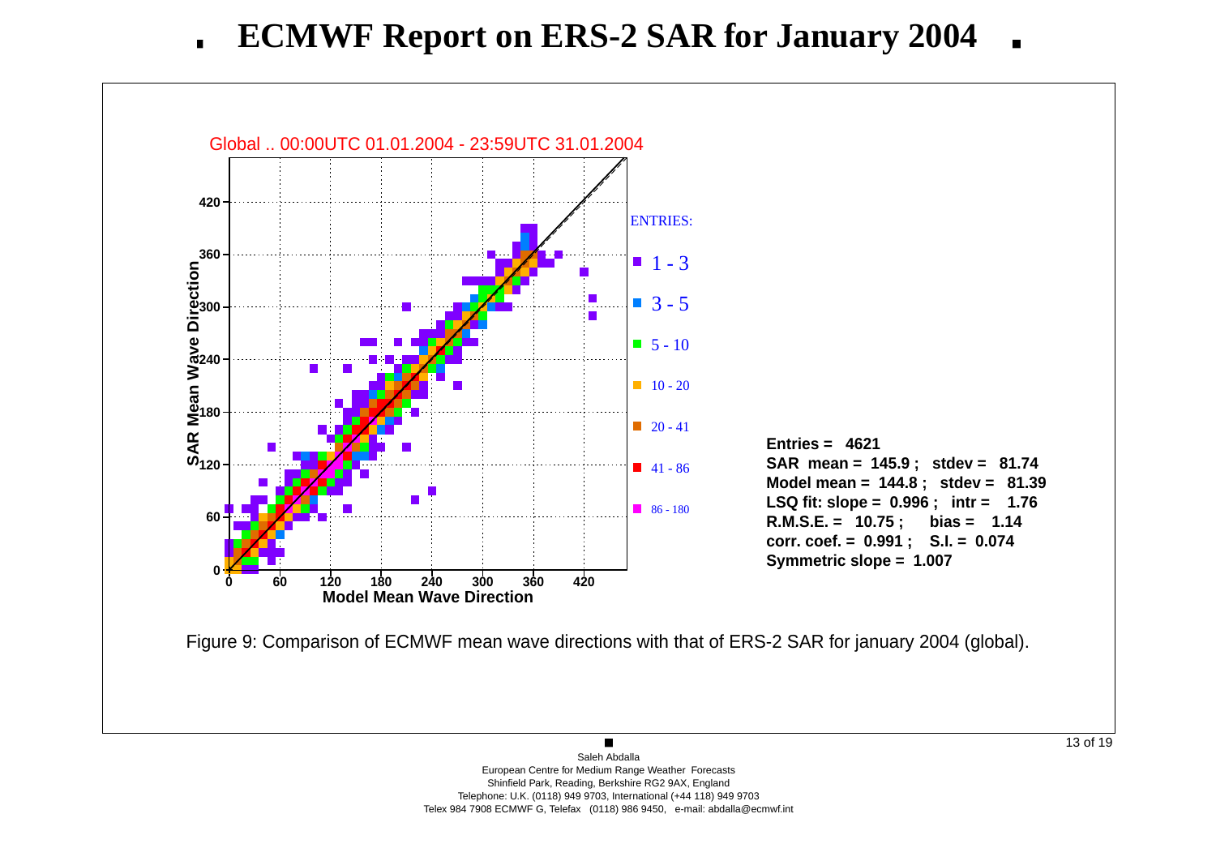# ECMWF Report on ERS-2 SAR for January 2004

Global .. 00:00UTC 01.01.2004 - 23:59UTC 31.01.2004

ENTRIES:

- 1 - 3
- 3 - 5
- 5 - 10
- 10 - 20
- 20 - 41
- 41 - 86
- 86 - 180

**Entries = 4621**
**SAR mean = 145.9 ; stdev = 81.74**
**Model mean = 144.8 ; stdev = 81.39**
**LSQ fit: slope = 0.996 ; intr = 1.76**
**R.M.S.E. = 10.75 ; bias = 1.14**
**corr. coef. = 0.991 ; S.I. = 0.074**
**Symmetric slope = 1.007**

Figure 9: Comparison of ECMWF mean wave directions with that of ERS-2 SAR for january 2004 (global).

Saleh Abdalla
European Centre for Medium Range Weather Forecasts
Shinfield Park, Reading, Berkshire RG2 9AX, England
Telephone: U.K. (0118) 949 9703, International (+44 118) 949 9703
Telex 984 7908 ECMWF G, Telefax (0118) 986 9450, e-mail: abdalla@ecmwf.int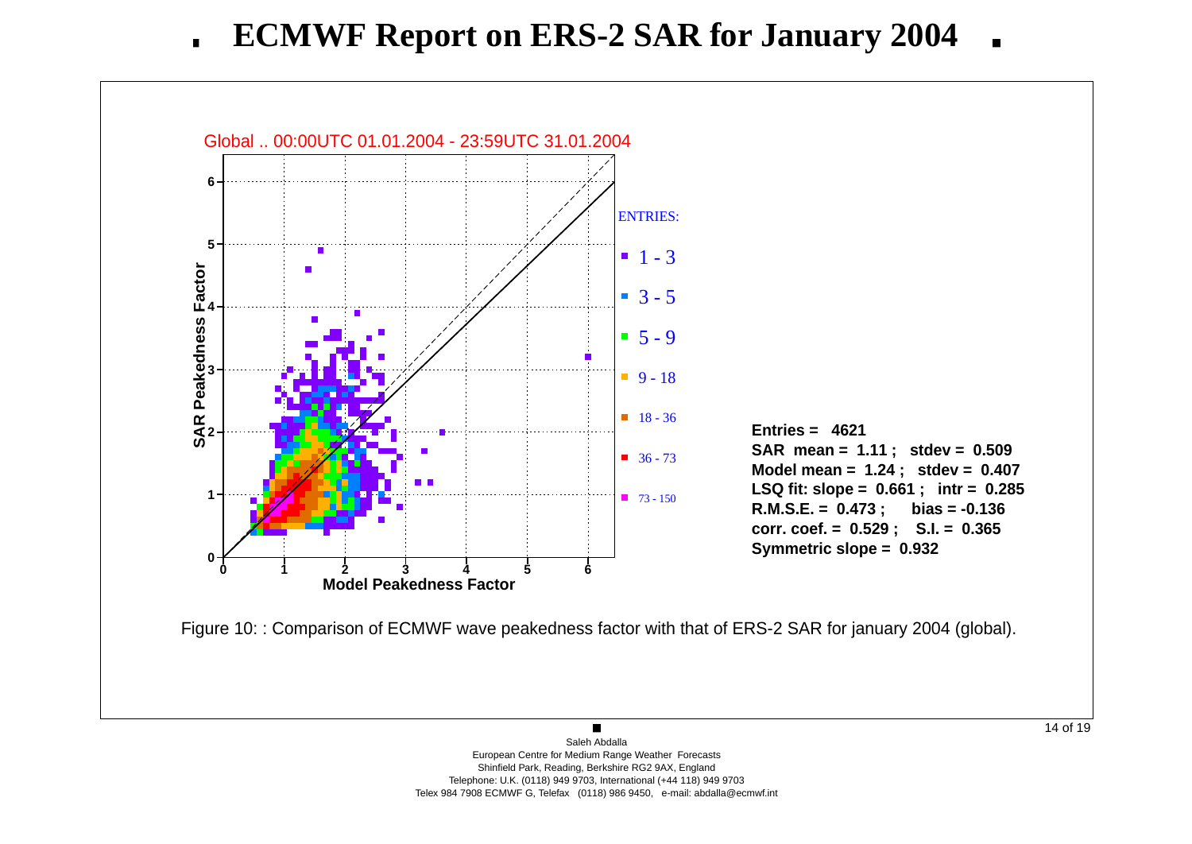# ECMWF Report on ERS-2 SAR for January 2004

Global .. 00:00UTC 01.01.2004 - 23:59UTC 31.01.2004

ENTRIES:

- 1 - 3
- 3 - 5
- 5 - 9
- 9 - 18
- 18 - 36
- 36 - 73
- 73 - 150

**Entries = 4621**
**SAR mean = 1.11 ; stdev = 0.509**
**Model mean = 1.24 ; stdev = 0.407**
**LSQ fit: slope = 0.661 ; intr = 0.285**
**R.M.S.E. = 0.473 ; bias = -0.136**
**corr. coef. = 0.529 ; S.I. = 0.365**
**Symmetric slope = 0.932**

Figure 10: : Comparison of ECMWF wave peakedness factor with that of ERS-2 SAR for january 2004 (global).

Saleh Abdalla
European Centre for Medium Range Weather Forecasts
Shinfield Park, Reading, Berkshire RG2 9AX, England
Telephone: U.K. (0118) 949 9703, International (+44 118) 949 9703
Telex 984 7908 ECMWF G, Telefax (0118) 986 9450, e-mail: abdalla@ecmwf.int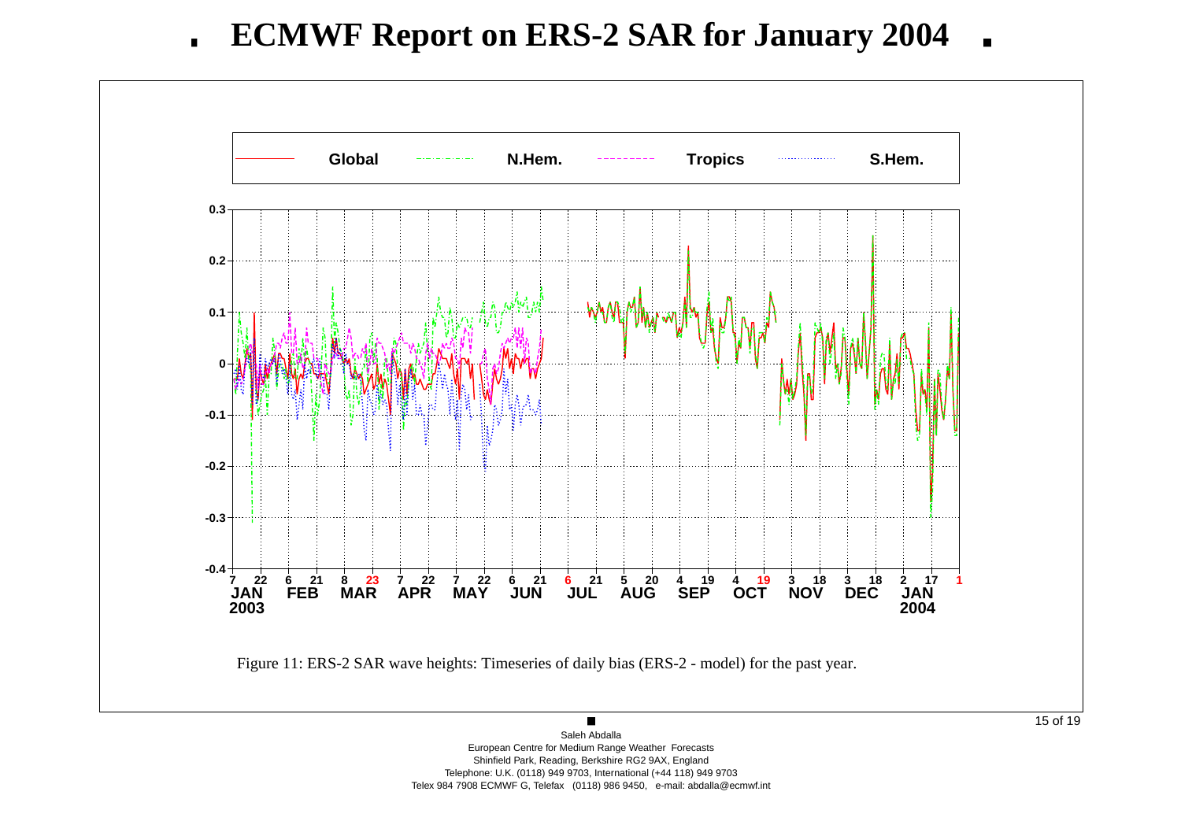# ECMWF Report on ERS-2 SAR for January 2004

Figure 11: ERS-2 SAR wave heights: Timeseries of daily bias (ERS-2 - model) for the past year.

Saleh Abdalla
European Centre for Medium Range Weather Forecasts
Shinfield Park, Reading, Berkshire RG2 9AX, England
Telephone: U.K. (0118) 949 9703, International (+44 118) 949 9703
Telex 984 7908 ECMWF G, Telefax (0118) 986 9450, e-mail: abdalla@ecmwf.int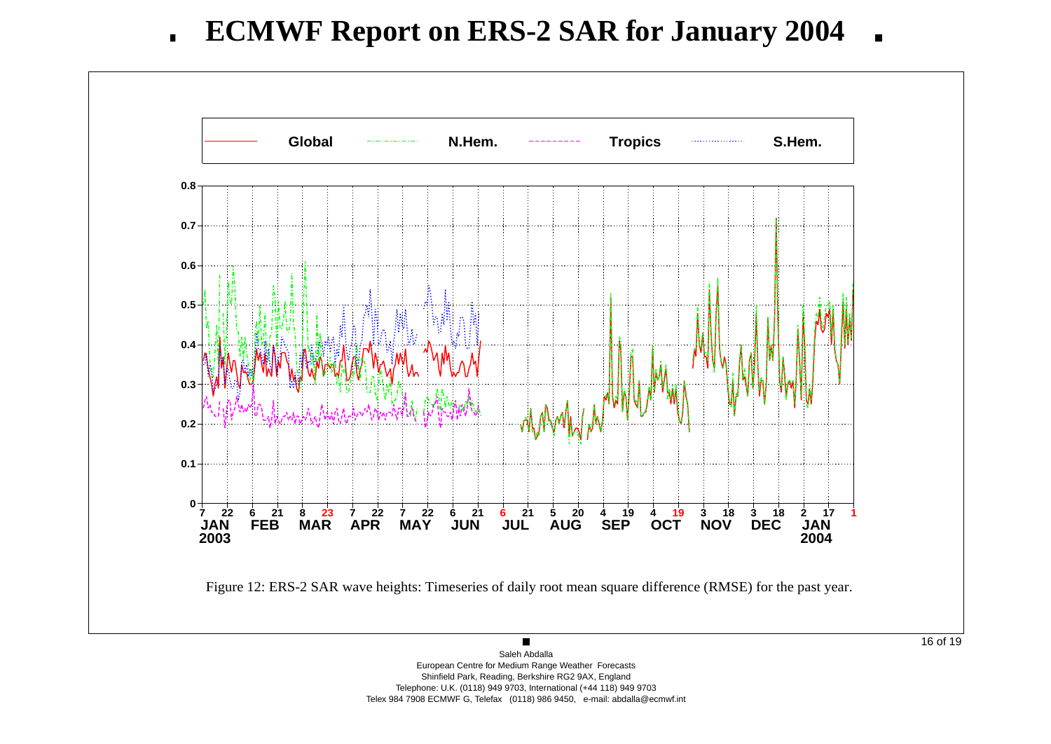# ECMWF Report on ERS-2 SAR for January 2004

Figure 12: ERS-2 SAR wave heights: Timeseries of daily root mean square difference (RMSE) for the past year.

Saleh Abdalla
European Centre for Medium Range Weather Forecasts
Shinfield Park, Reading, Berkshire RG2 9AX, England
Telephone: U.K. (0118) 949 9703, International (+44 118) 949 9703
Telex 984 7908 ECMWF G, Telefax (0118) 986 9450, e-mail: abdalla@ecmwf.int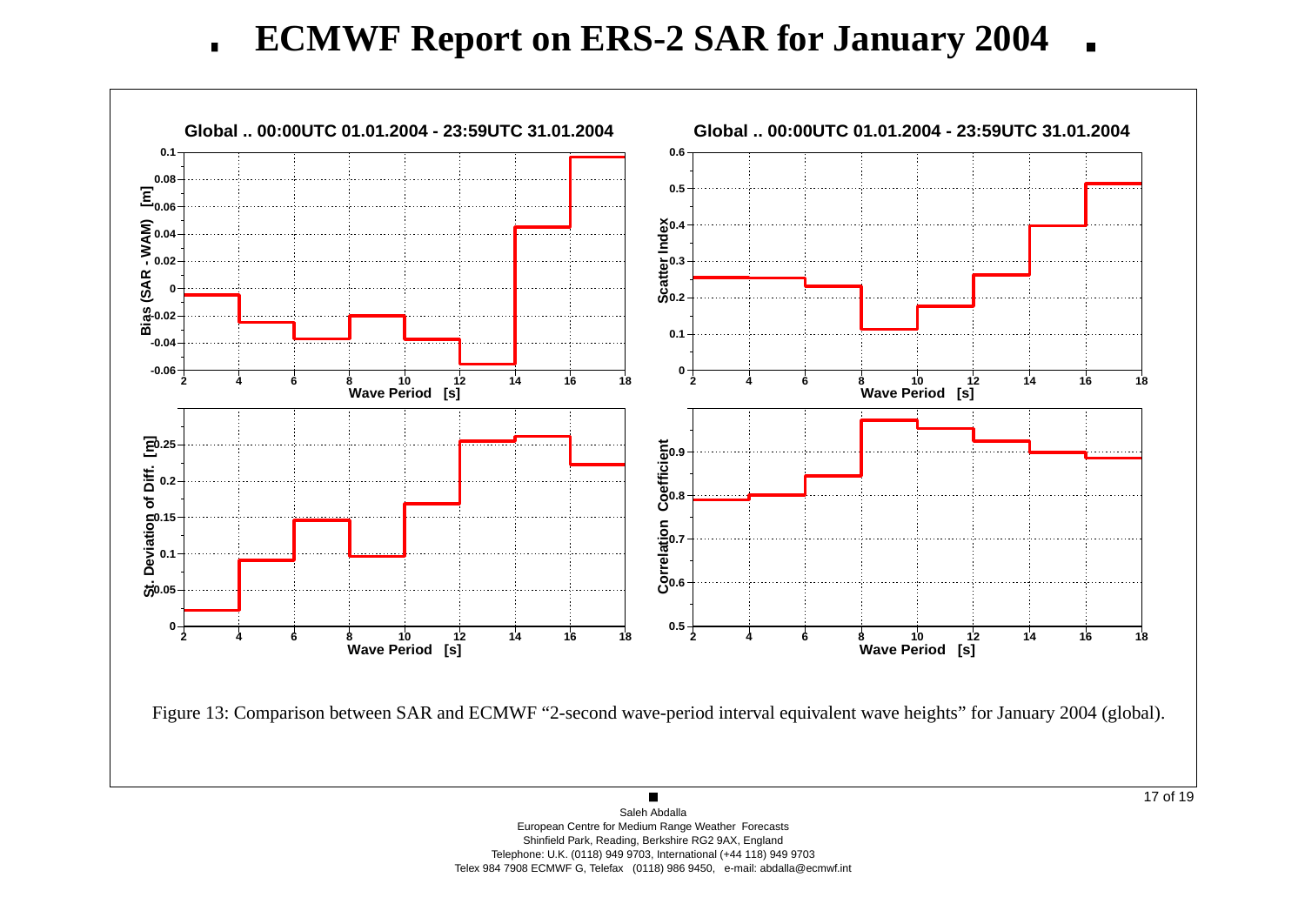# ECMWF Report on ERS-2 SAR for January 2004

Figure 13: Comparison between SAR and ECMWF "2-second wave-period interval equivalent wave heights" for January 2004 (global).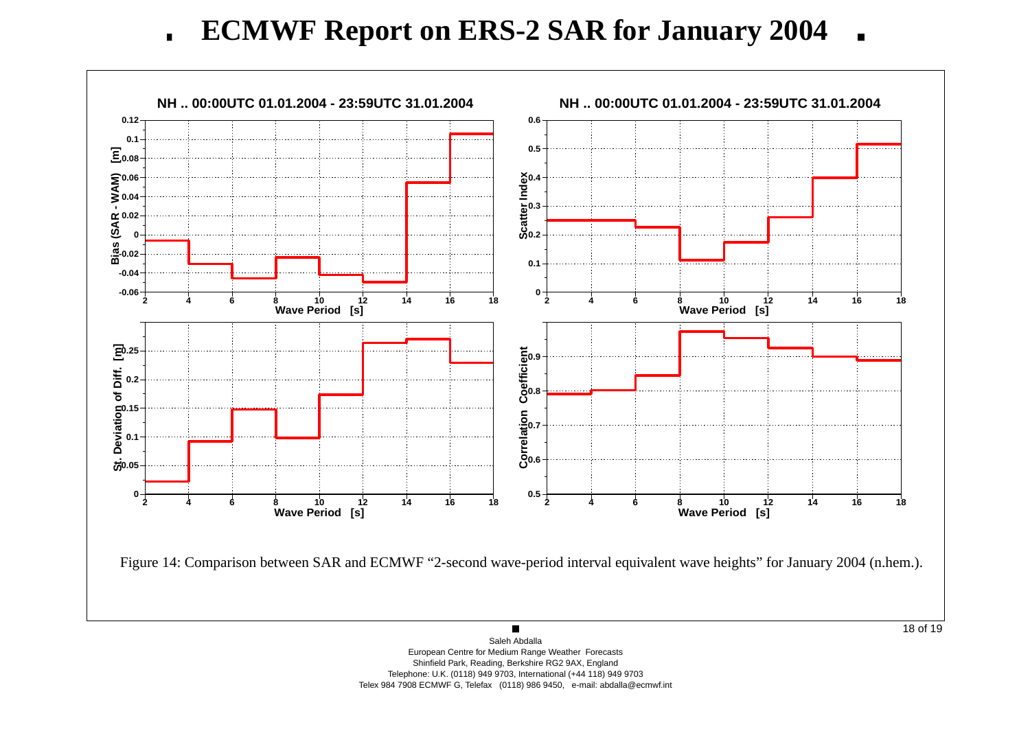# ECMWF Report on ERS-2 SAR for January 2004

Figure 14: Comparison between SAR and ECMWF “2-second wave-period interval equivalent wave heights” for January 2004 (n.hem.).

Saleh Abdalla
European Centre for Medium Range Weather Forecasts
Shinfield Park, Reading, Berkshire RG2 9AX, England
Telephone: U.K. (0118) 949 9703, International (+44 118) 949 9703
Telex 984 7908 ECMWF G, Telefax (0118) 986 9450, e-mail: abdalla@ecmwf.int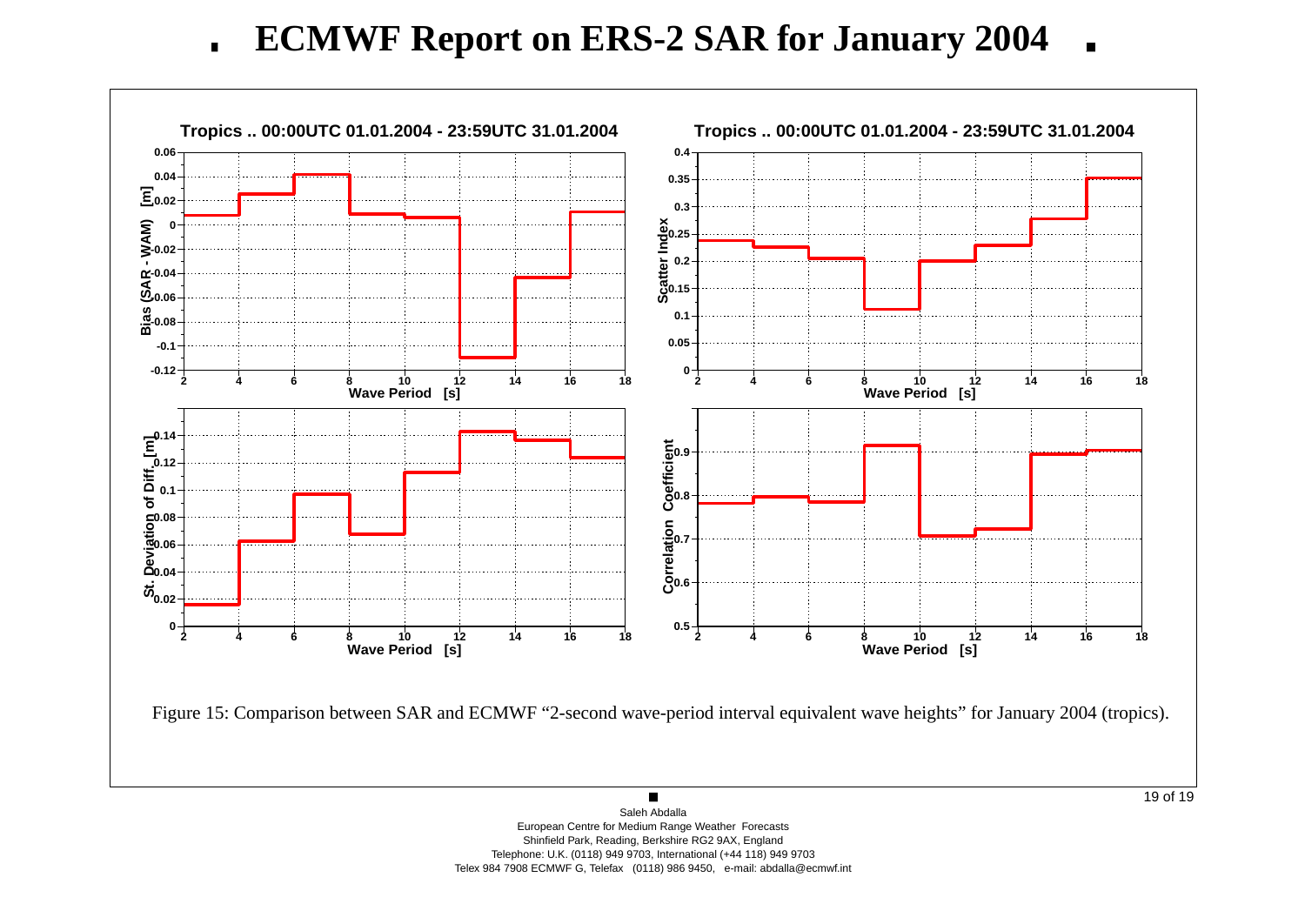# ECMWF Report on ERS-2 SAR for January 2004

Tropics .. 00:00UTC 01.01.2004 - 23:59UTC 31.01.2004

Bias (SAR - WAM) [m]

0.06
0.04
0.02
0
-0.02
-0.04
-0.06
-0.08
-0.1
-0.12

2 4 6 8 10 12 14 16 18

Wave Period [s]

Tropics .. 00:00UTC 01.01.2004 - 23:59UTC 31.01.2004

Scatter Index

0.4
0.35
0.3
0.25
0.2
0.15
0.1
0.05
0

2 4 6 8 10 12 14 16 18

Wave Period [s]

St. Deviation of Diff. [m]

0.14
0.12
0.1
0.08
0.06
0.04
0.02
0

2 4 6 8 10 12 14 16 18

Wave Period [s]

Correlation Coefficient

0.9
0.8
0.7
0.6
0.5

2 4 6 8 10 12 14 16 18

Wave Period [s]

Figure 15: Comparison between SAR and ECMWF "2-second wave-period interval equivalent wave heights" for January 2004 (tropics).

Saleh Abdalla
European Centre for Medium Range Weather Forecasts
Shinfield Park, Reading, Berkshire RG2 9AX, England
Telephone: U.K. (0118) 949 9703, International (+44 118) 949 9703
Telex 984 7908 ECMWF G, Telefax (0118) 986 9450, e-mail: abdalla@ecmwf.int